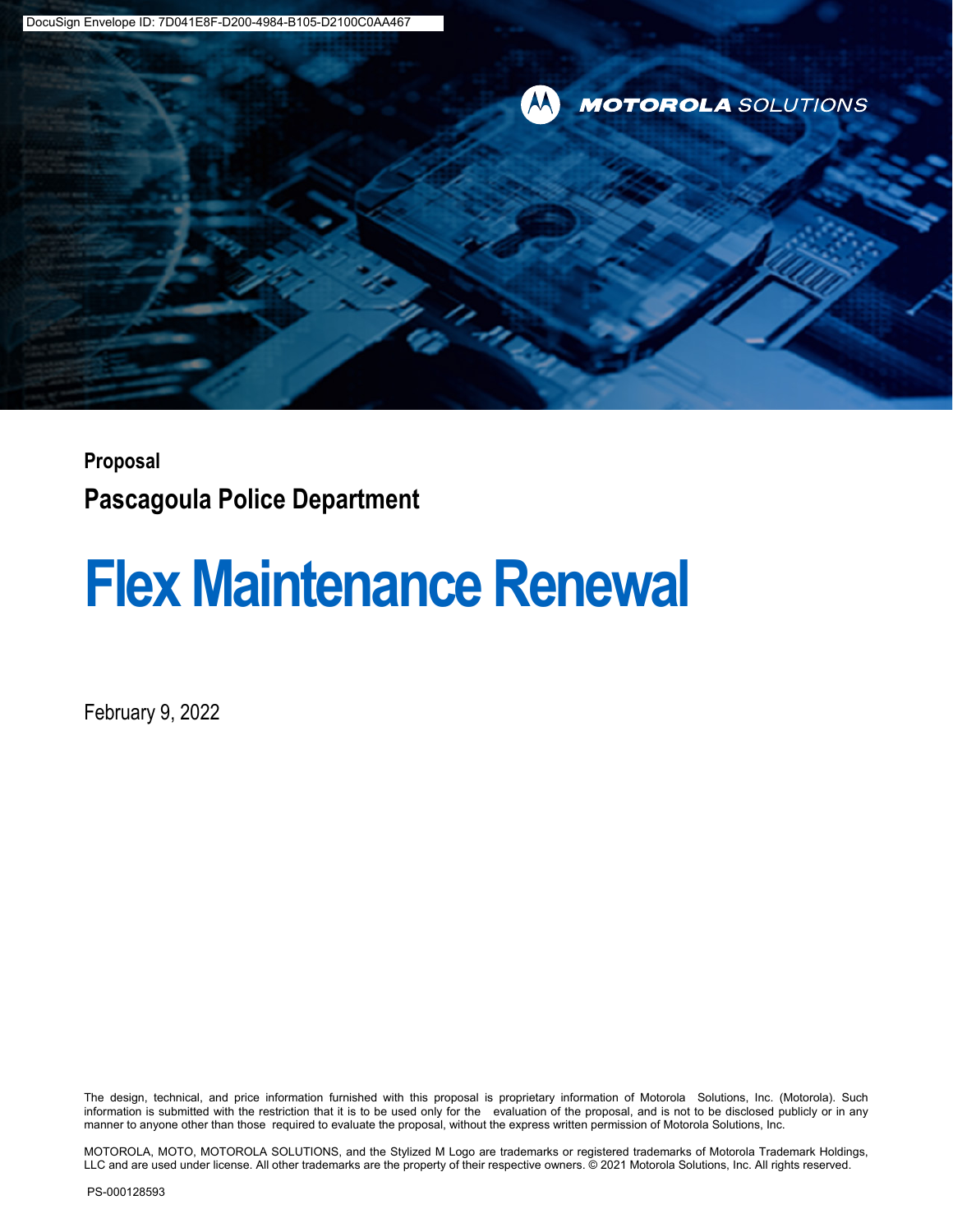DocuSign Envelope ID: 7D041E8F-D200-4984-B105-D2100C0AA467

MOTOROLA SOLUTIONS

**Proposal**

**Pascagoula Police Department**

# Flex Maintenance Renewal

February 9, 2022

The design, technical, and price information furnished with this proposal is proprietary information of Motorola Solutions, Inc. (Motorola). Such information is submitted with the restriction that it is to be used only for the evaluation of the proposal, and is not to be disclosed publicly or in any manner to anyone other than those required to evaluate the proposal, without the express written permission of Motorola Solutions, Inc.

MOTOROLA, MOTO, MOTOROLA SOLUTIONS, and the Stylized M Logo are trademarks or registered trademarks of Motorola Trademark Holdings, LLC and are used under license. All other trademarks are the property of their respective owners. © 2021 Motorola Solutions, Inc. All rights reserved.

PS-000128593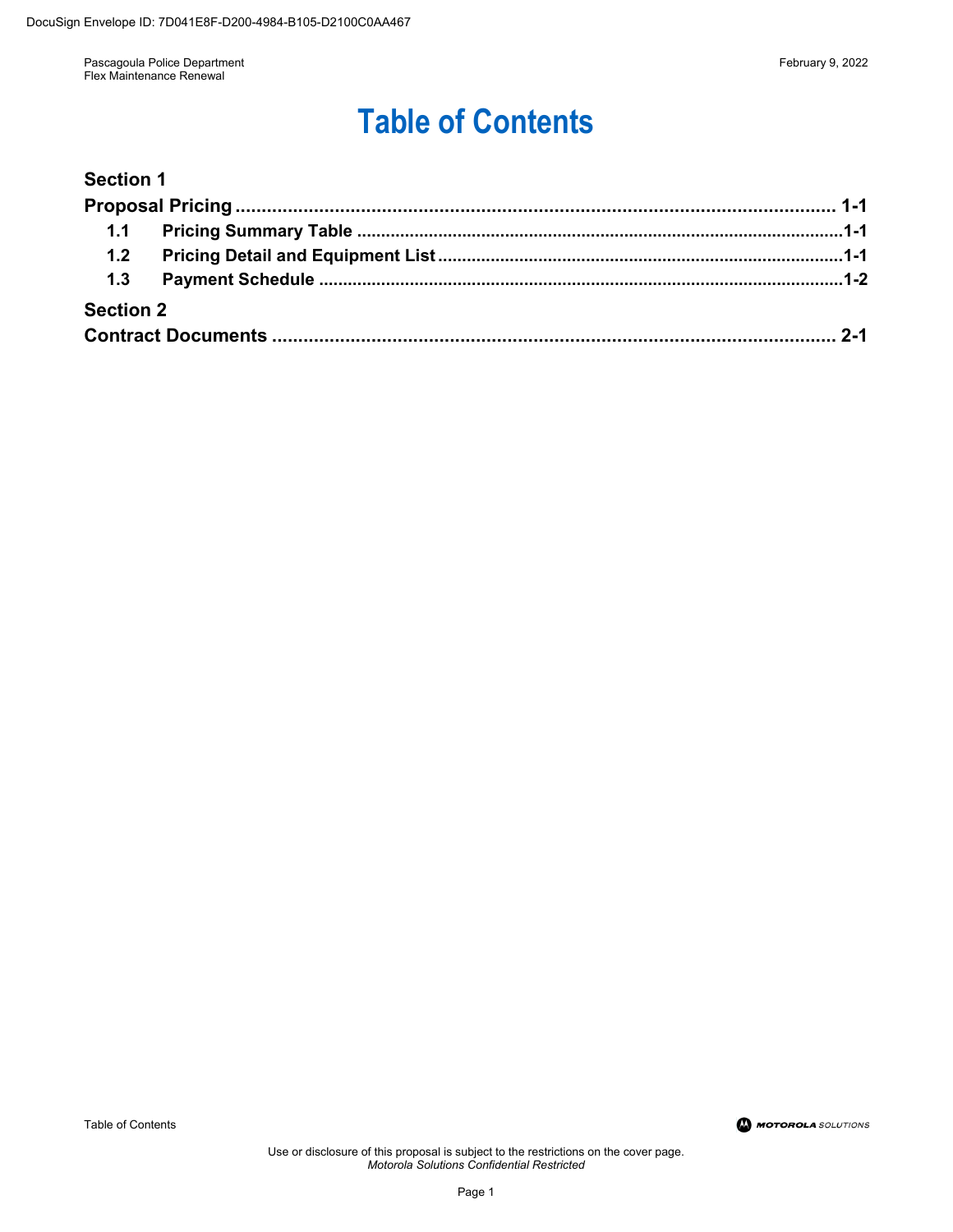# Table of Contents

**Section 1**

**Proposal Pricing** ........................................................................................................ 1-1

- **1.1 Pricing Summary Table** ........................................................................................ 1-1
- **1.2 Pricing Detail and Equipment List** ....................................................................... 1-1
- **1.3 Payment Schedule** ................................................................................................ 1-2

**Section 2**

**Contract Documents** .................................................................................................... 2-1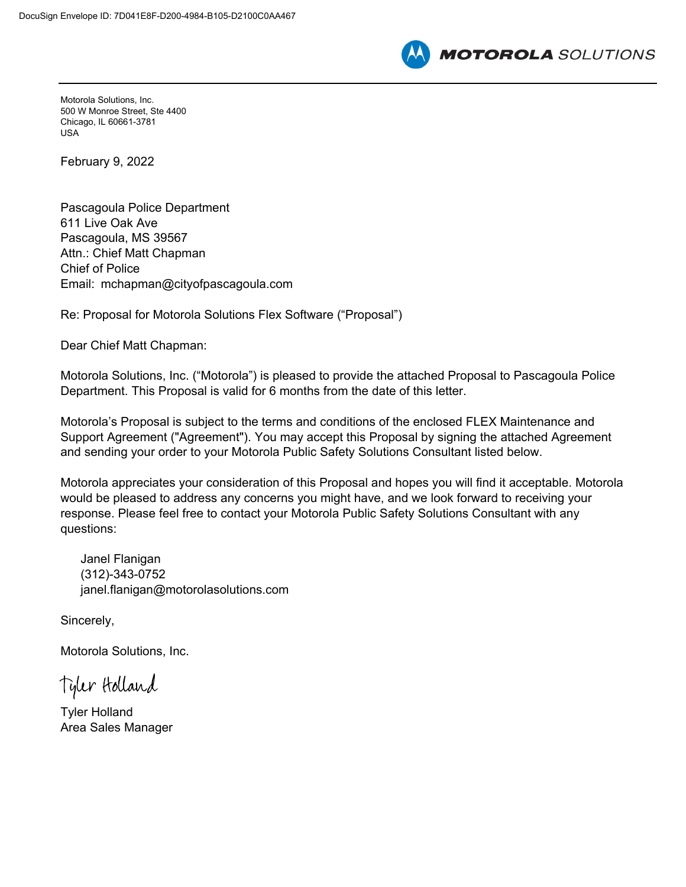Motorola Solutions, Inc.
500 W Monroe Street, Ste 4400
Chicago, IL 60661-3781
USA

February 9, 2022

Pascagoula Police Department
611 Live Oak Ave
Pascagoula, MS 39567
Attn.: Chief Matt Chapman
Chief of Police
Email: mchapman@cityofpascagoula.com

Re: Proposal for Motorola Solutions Flex Software ("Proposal")

Dear Chief Matt Chapman:

Motorola Solutions, Inc. ("Motorola") is pleased to provide the attached Proposal to Pascagoula Police Department. This Proposal is valid for 6 months from the date of this letter.

Motorola's Proposal is subject to the terms and conditions of the enclosed FLEX Maintenance and Support Agreement ("Agreement"). You may accept this Proposal by signing the attached Agreement and sending your order to your Motorola Public Safety Solutions Consultant listed below.

Motorola appreciates your consideration of this Proposal and hopes you will find it acceptable. Motorola would be pleased to address any concerns you might have, and we look forward to receiving your response. Please feel free to contact your Motorola Public Safety Solutions Consultant with any questions:

Janel Flanigan
(312)-343-0752
janel.flanigan@motorolasolutions.com

Sincerely,

Motorola Solutions, Inc.

Tyler Holland

Tyler Holland
Area Sales Manager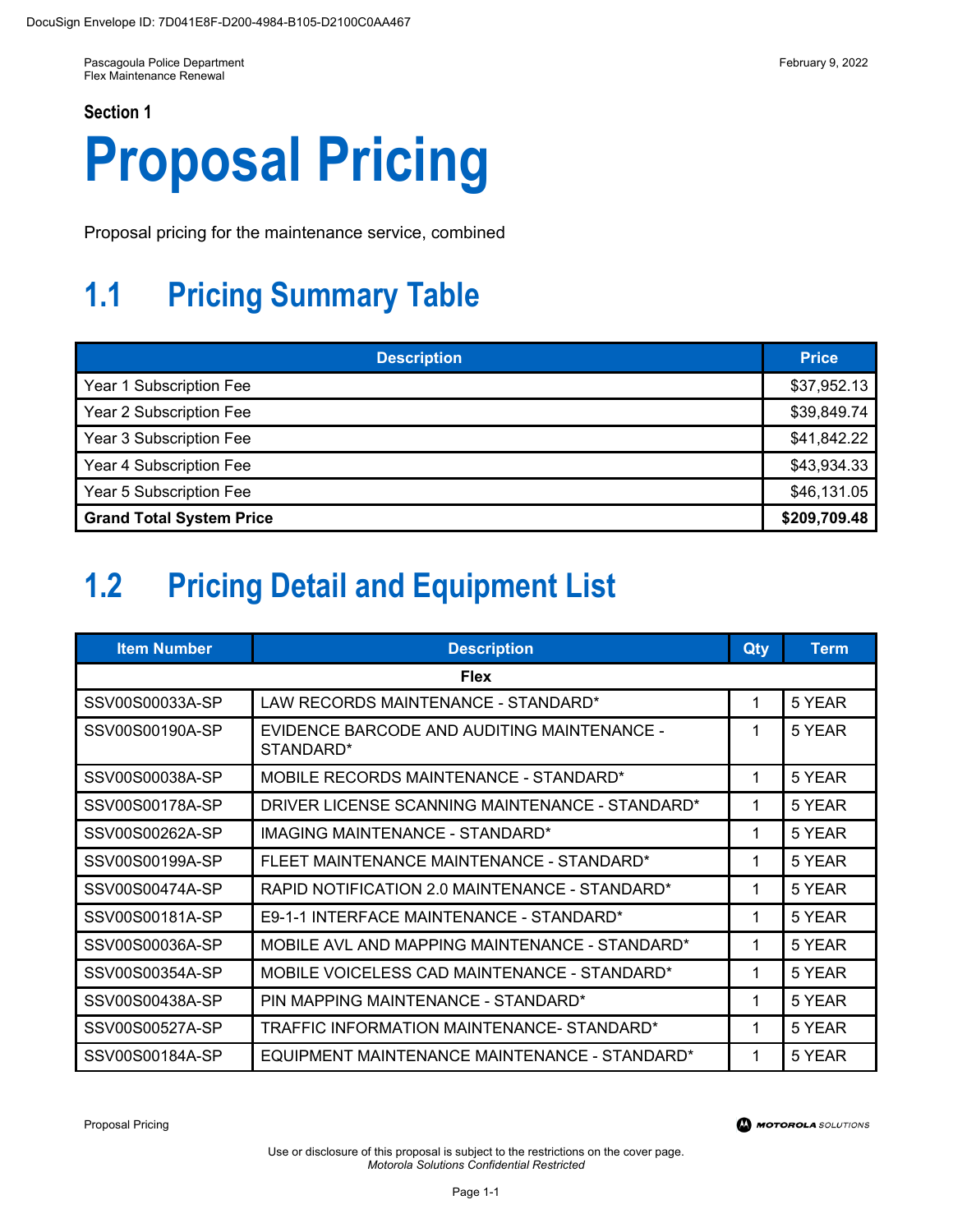Pascagoula Police Department
Flex Maintenance Renewal

February 9, 2022

**Section 1**

# Proposal Pricing

Proposal pricing for the maintenance service, combined

## 1.1 Pricing Summary Table

| Description | Price |
|---|---|
| Year 1 Subscription Fee | $37,952.13 |
| Year 2 Subscription Fee | $39,849.74 |
| Year 3 Subscription Fee | $41,842.22 |
| Year 4 Subscription Fee | $43,934.33 |
| Year 5 Subscription Fee | $46,131.05 |
| **Grand Total System Price** | **$209,709.48** |

## 1.2 Pricing Detail and Equipment List

| Item Number | Description | Qty | Term |
|---|---|---|---|
| | **Flex** | | |
| SSV00S00033A-SP | LAW RECORDS MAINTENANCE - STANDARD* | 1 | 5 YEAR |
| SSV00S00190A-SP | EVIDENCE BARCODE AND AUDITING MAINTENANCE - STANDARD* | 1 | 5 YEAR |
| SSV00S00038A-SP | MOBILE RECORDS MAINTENANCE - STANDARD* | 1 | 5 YEAR |
| SSV00S00178A-SP | DRIVER LICENSE SCANNING MAINTENANCE - STANDARD* | 1 | 5 YEAR |
| SSV00S00262A-SP | IMAGING MAINTENANCE - STANDARD* | 1 | 5 YEAR |
| SSV00S00199A-SP | FLEET MAINTENANCE MAINTENANCE - STANDARD* | 1 | 5 YEAR |
| SSV00S00474A-SP | RAPID NOTIFICATION 2.0 MAINTENANCE - STANDARD* | 1 | 5 YEAR |
| SSV00S00181A-SP | E9-1-1 INTERFACE MAINTENANCE - STANDARD* | 1 | 5 YEAR |
| SSV00S00036A-SP | MOBILE AVL AND MAPPING MAINTENANCE - STANDARD* | 1 | 5 YEAR |
| SSV00S00354A-SP | MOBILE VOICELESS CAD MAINTENANCE - STANDARD* | 1 | 5 YEAR |
| SSV00S00438A-SP | PIN MAPPING MAINTENANCE - STANDARD* | 1 | 5 YEAR |
| SSV00S00527A-SP | TRAFFIC INFORMATION MAINTENANCE- STANDARD* | 1 | 5 YEAR |
| SSV00S00184A-SP | EQUIPMENT MAINTENANCE MAINTENANCE - STANDARD* | 1 | 5 YEAR |

Use or disclosure of this proposal is subject to the restrictions on the cover page.
*Motorola Solutions Confidential Restricted*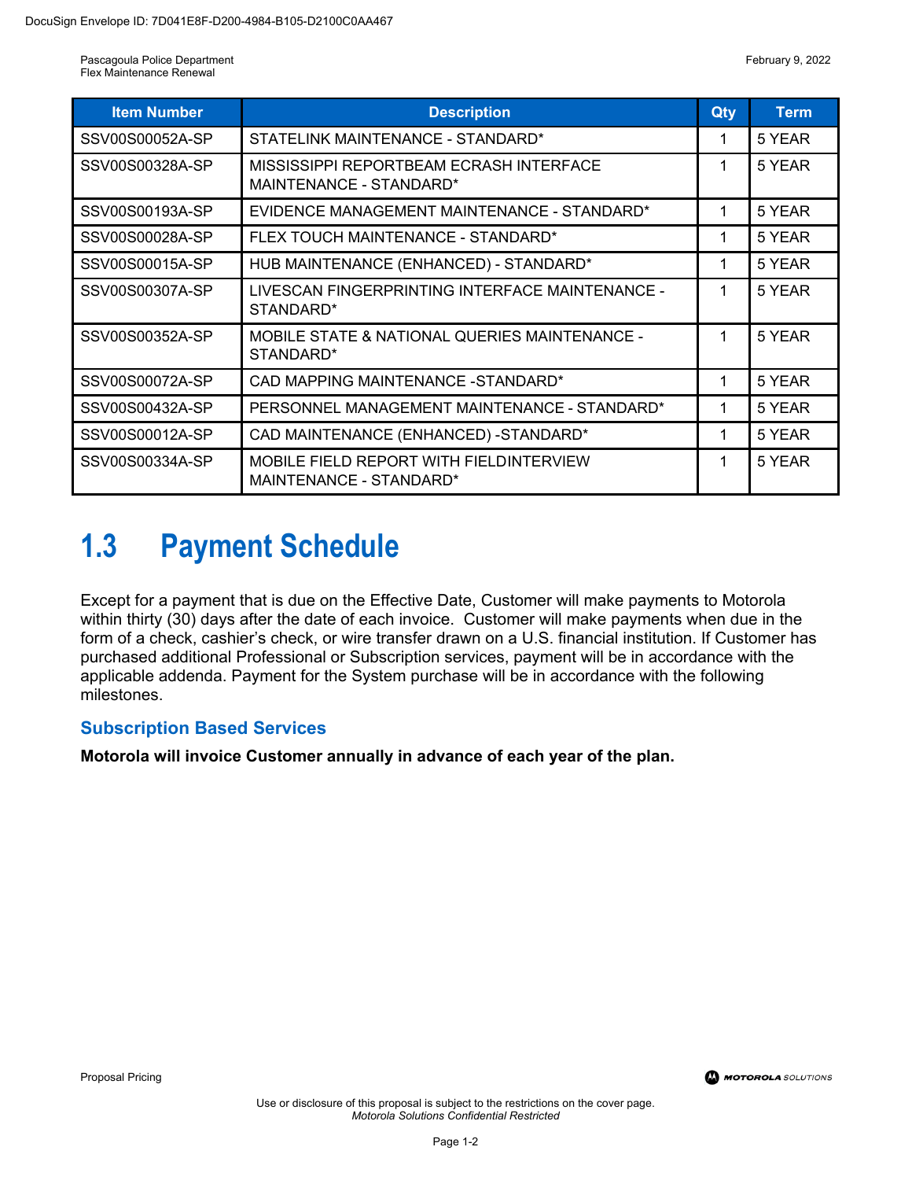| Item Number | Description | Qty | Term |
| --- | --- | --- | --- |
| SSV00S00052A-SP | STATELINK MAINTENANCE - STANDARD* | 1 | 5 YEAR |
| SSV00S00328A-SP | MISSISSIPPI REPORTBEAM ECRASH INTERFACE MAINTENANCE - STANDARD* | 1 | 5 YEAR |
| SSV00S00193A-SP | EVIDENCE MANAGEMENT MAINTENANCE - STANDARD* | 1 | 5 YEAR |
| SSV00S00028A-SP | FLEX TOUCH MAINTENANCE - STANDARD* | 1 | 5 YEAR |
| SSV00S00015A-SP | HUB MAINTENANCE (ENHANCED) - STANDARD* | 1 | 5 YEAR |
| SSV00S00307A-SP | LIVESCAN FINGERPRINTING INTERFACE MAINTENANCE - STANDARD* | 1 | 5 YEAR |
| SSV00S00352A-SP | MOBILE STATE & NATIONAL QUERIES MAINTENANCE - STANDARD* | 1 | 5 YEAR |
| SSV00S00072A-SP | CAD MAPPING MAINTENANCE -STANDARD* | 1 | 5 YEAR |
| SSV00S00432A-SP | PERSONNEL MANAGEMENT MAINTENANCE - STANDARD* | 1 | 5 YEAR |
| SSV00S00012A-SP | CAD MAINTENANCE (ENHANCED) -STANDARD* | 1 | 5 YEAR |
| SSV00S00334A-SP | MOBILE FIELD REPORT WITH FIELDINTERVIEW MAINTENANCE - STANDARD* | 1 | 5 YEAR |

## 1.3 Payment Schedule

Except for a payment that is due on the Effective Date, Customer will make payments to Motorola within thirty (30) days after the date of each invoice. Customer will make payments when due in the form of a check, cashier's check, or wire transfer drawn on a U.S. financial institution. If Customer has purchased additional Professional or Subscription services, payment will be in accordance with the applicable addenda. Payment for the System purchase will be in accordance with the following milestones.

### Subscription Based Services

**Motorola will invoice Customer annually in advance of each year of the plan.**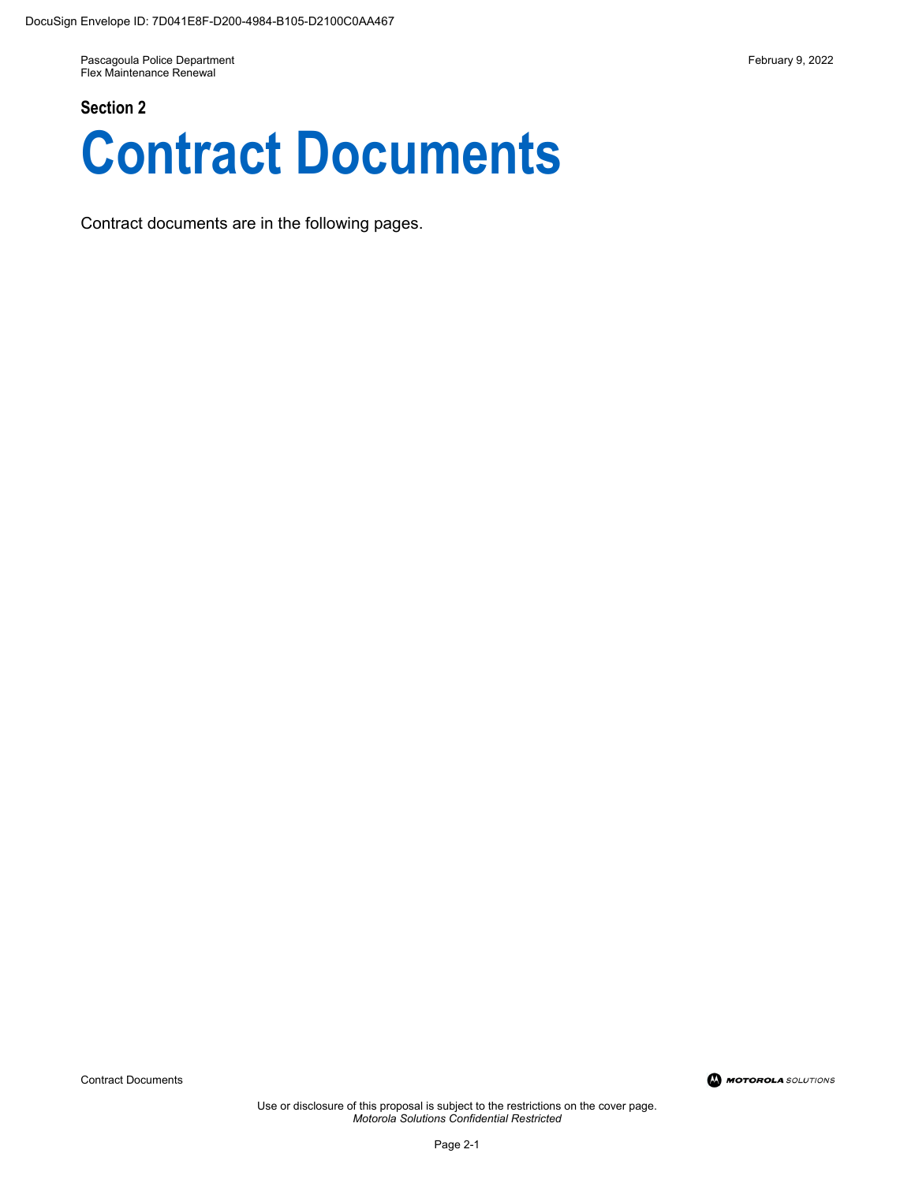## Section 2

# Contract Documents

Contract documents are in the following pages.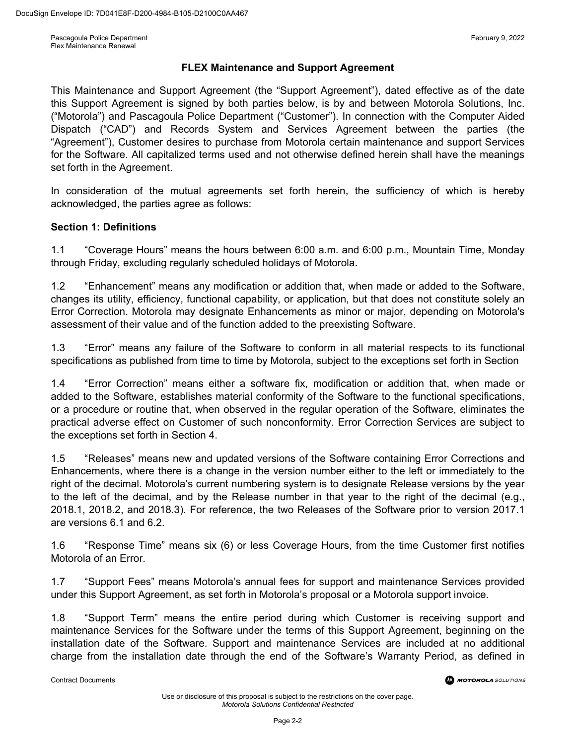# FLEX Maintenance and Support Agreement

This Maintenance and Support Agreement (the "Support Agreement"), dated effective as of the date this Support Agreement is signed by both parties below, is by and between Motorola Solutions, Inc. ("Motorola") and Pascagoula Police Department ("Customer"). In connection with the Computer Aided Dispatch ("CAD") and Records System and Services Agreement between the parties (the "Agreement"), Customer desires to purchase from Motorola certain maintenance and support Services for the Software. All capitalized terms used and not otherwise defined herein shall have the meanings set forth in the Agreement.

In consideration of the mutual agreements set forth herein, the sufficiency of which is hereby acknowledged, the parties agree as follows:

**Section 1: Definitions**

1.1 "Coverage Hours" means the hours between 6:00 a.m. and 6:00 p.m., Mountain Time, Monday through Friday, excluding regularly scheduled holidays of Motorola.

1.2 "Enhancement" means any modification or addition that, when made or added to the Software, changes its utility, efficiency, functional capability, or application, but that does not constitute solely an Error Correction. Motorola may designate Enhancements as minor or major, depending on Motorola's assessment of their value and of the function added to the preexisting Software.

1.3 "Error" means any failure of the Software to conform in all material respects to its functional specifications as published from time to time by Motorola, subject to the exceptions set forth in Section

1.4 "Error Correction" means either a software fix, modification or addition that, when made or added to the Software, establishes material conformity of the Software to the functional specifications, or a procedure or routine that, when observed in the regular operation of the Software, eliminates the practical adverse effect on Customer of such nonconformity. Error Correction Services are subject to the exceptions set forth in Section 4.

1.5 "Releases" means new and updated versions of the Software containing Error Corrections and Enhancements, where there is a change in the version number either to the left or immediately to the right of the decimal. Motorola's current numbering system is to designate Release versions by the year to the left of the decimal, and by the Release number in that year to the right of the decimal (e.g., 2018.1, 2018.2, and 2018.3). For reference, the two Releases of the Software prior to version 2017.1 are versions 6.1 and 6.2.

1.6 "Response Time" means six (6) or less Coverage Hours, from the time Customer first notifies Motorola of an Error.

1.7 "Support Fees" means Motorola's annual fees for support and maintenance Services provided under this Support Agreement, as set forth in Motorola's proposal or a Motorola support invoice.

1.8 "Support Term" means the entire period during which Customer is receiving support and maintenance Services for the Software under the terms of this Support Agreement, beginning on the installation date of the Software. Support and maintenance Services are included at no additional charge from the installation date through the end of the Software's Warranty Period, as defined in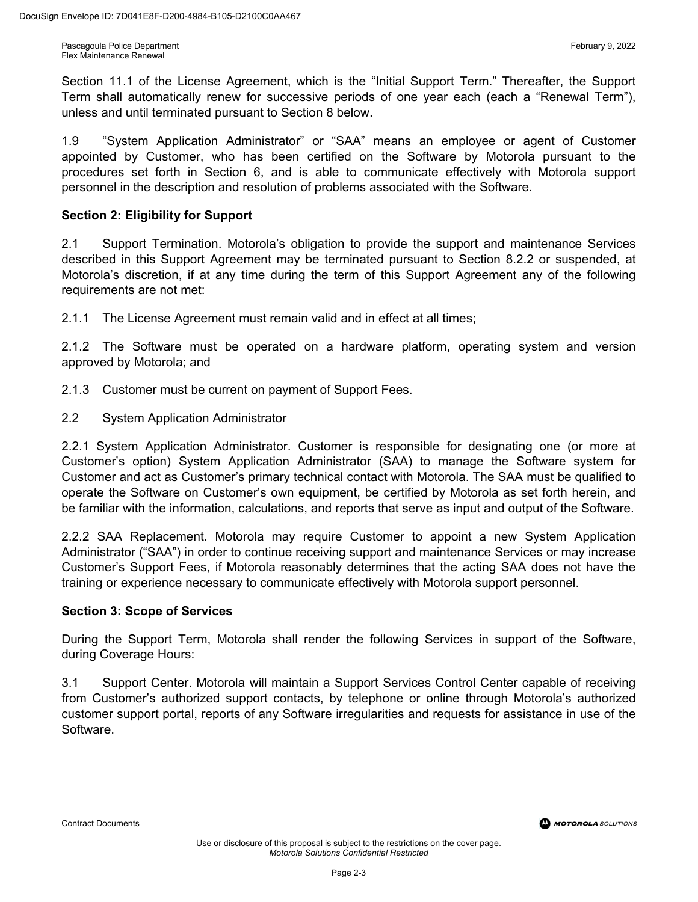Section 11.1 of the License Agreement, which is the "Initial Support Term." Thereafter, the Support Term shall automatically renew for successive periods of one year each (each a "Renewal Term"), unless and until terminated pursuant to Section 8 below.

1.9 "System Application Administrator" or "SAA" means an employee or agent of Customer appointed by Customer, who has been certified on the Software by Motorola pursuant to the procedures set forth in Section 6, and is able to communicate effectively with Motorola support personnel in the description and resolution of problems associated with the Software.

**Section 2: Eligibility for Support**

2.1 Support Termination. Motorola's obligation to provide the support and maintenance Services described in this Support Agreement may be terminated pursuant to Section 8.2.2 or suspended, at Motorola's discretion, if at any time during the term of this Support Agreement any of the following requirements are not met:

2.1.1 The License Agreement must remain valid and in effect at all times;

2.1.2 The Software must be operated on a hardware platform, operating system and version approved by Motorola; and

2.1.3 Customer must be current on payment of Support Fees.

2.2 System Application Administrator

2.2.1 System Application Administrator. Customer is responsible for designating one (or more at Customer's option) System Application Administrator (SAA) to manage the Software system for Customer and act as Customer's primary technical contact with Motorola. The SAA must be qualified to operate the Software on Customer's own equipment, be certified by Motorola as set forth herein, and be familiar with the information, calculations, and reports that serve as input and output of the Software.

2.2.2 SAA Replacement. Motorola may require Customer to appoint a new System Application Administrator ("SAA") in order to continue receiving support and maintenance Services or may increase Customer's Support Fees, if Motorola reasonably determines that the acting SAA does not have the training or experience necessary to communicate effectively with Motorola support personnel.

**Section 3: Scope of Services**

During the Support Term, Motorola shall render the following Services in support of the Software, during Coverage Hours:

3.1 Support Center. Motorola will maintain a Support Services Control Center capable of receiving from Customer's authorized support contacts, by telephone or online through Motorola's authorized customer support portal, reports of any Software irregularities and requests for assistance in use of the Software.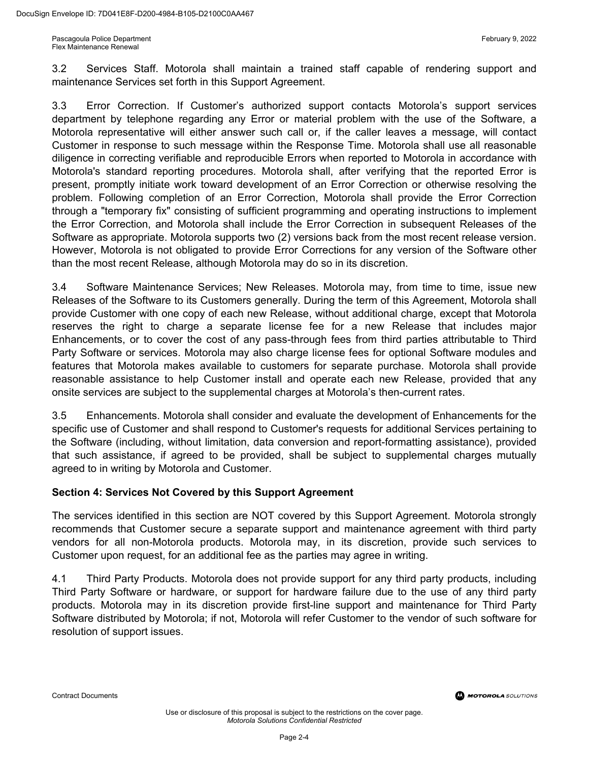3.2 Services Staff. Motorola shall maintain a trained staff capable of rendering support and maintenance Services set forth in this Support Agreement.

3.3 Error Correction. If Customer's authorized support contacts Motorola's support services department by telephone regarding any Error or material problem with the use of the Software, a Motorola representative will either answer such call or, if the caller leaves a message, will contact Customer in response to such message within the Response Time. Motorola shall use all reasonable diligence in correcting verifiable and reproducible Errors when reported to Motorola in accordance with Motorola's standard reporting procedures. Motorola shall, after verifying that the reported Error is present, promptly initiate work toward development of an Error Correction or otherwise resolving the problem. Following completion of an Error Correction, Motorola shall provide the Error Correction through a "temporary fix" consisting of sufficient programming and operating instructions to implement the Error Correction, and Motorola shall include the Error Correction in subsequent Releases of the Software as appropriate. Motorola supports two (2) versions back from the most recent release version. However, Motorola is not obligated to provide Error Corrections for any version of the Software other than the most recent Release, although Motorola may do so in its discretion.

3.4 Software Maintenance Services; New Releases. Motorola may, from time to time, issue new Releases of the Software to its Customers generally. During the term of this Agreement, Motorola shall provide Customer with one copy of each new Release, without additional charge, except that Motorola reserves the right to charge a separate license fee for a new Release that includes major Enhancements, or to cover the cost of any pass-through fees from third parties attributable to Third Party Software or services. Motorola may also charge license fees for optional Software modules and features that Motorola makes available to customers for separate purchase. Motorola shall provide reasonable assistance to help Customer install and operate each new Release, provided that any onsite services are subject to the supplemental charges at Motorola's then-current rates.

3.5 Enhancements. Motorola shall consider and evaluate the development of Enhancements for the specific use of Customer and shall respond to Customer's requests for additional Services pertaining to the Software (including, without limitation, data conversion and report-formatting assistance), provided that such assistance, if agreed to be provided, shall be subject to supplemental charges mutually agreed to in writing by Motorola and Customer.

**Section 4: Services Not Covered by this Support Agreement**

The services identified in this section are NOT covered by this Support Agreement. Motorola strongly recommends that Customer secure a separate support and maintenance agreement with third party vendors for all non-Motorola products. Motorola may, in its discretion, provide such services to Customer upon request, for an additional fee as the parties may agree in writing.

4.1 Third Party Products. Motorola does not provide support for any third party products, including Third Party Software or hardware, or support for hardware failure due to the use of any third party products. Motorola may in its discretion provide first-line support and maintenance for Third Party Software distributed by Motorola; if not, Motorola will refer Customer to the vendor of such software for resolution of support issues.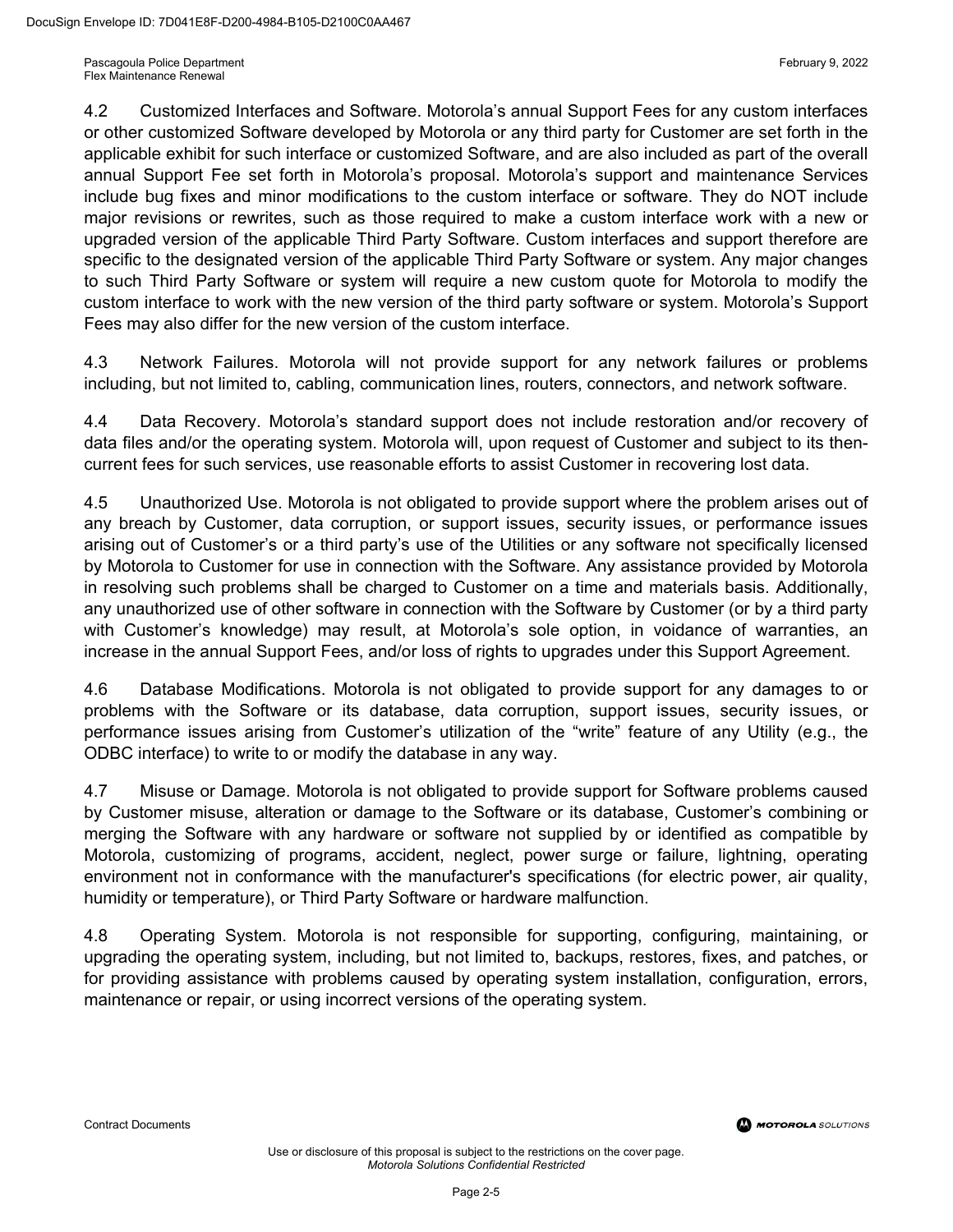4.2 Customized Interfaces and Software. Motorola's annual Support Fees for any custom interfaces or other customized Software developed by Motorola or any third party for Customer are set forth in the applicable exhibit for such interface or customized Software, and are also included as part of the overall annual Support Fee set forth in Motorola's proposal. Motorola's support and maintenance Services include bug fixes and minor modifications to the custom interface or software. They do NOT include major revisions or rewrites, such as those required to make a custom interface work with a new or upgraded version of the applicable Third Party Software. Custom interfaces and support therefore are specific to the designated version of the applicable Third Party Software or system. Any major changes to such Third Party Software or system will require a new custom quote for Motorola to modify the custom interface to work with the new version of the third party software or system. Motorola's Support Fees may also differ for the new version of the custom interface.

4.3 Network Failures. Motorola will not provide support for any network failures or problems including, but not limited to, cabling, communication lines, routers, connectors, and network software.

4.4 Data Recovery. Motorola's standard support does not include restoration and/or recovery of data files and/or the operating system. Motorola will, upon request of Customer and subject to its then-current fees for such services, use reasonable efforts to assist Customer in recovering lost data.

4.5 Unauthorized Use. Motorola is not obligated to provide support where the problem arises out of any breach by Customer, data corruption, or support issues, security issues, or performance issues arising out of Customer's or a third party's use of the Utilities or any software not specifically licensed by Motorola to Customer for use in connection with the Software. Any assistance provided by Motorola in resolving such problems shall be charged to Customer on a time and materials basis. Additionally, any unauthorized use of other software in connection with the Software by Customer (or by a third party with Customer's knowledge) may result, at Motorola's sole option, in voidance of warranties, an increase in the annual Support Fees, and/or loss of rights to upgrades under this Support Agreement.

4.6 Database Modifications. Motorola is not obligated to provide support for any damages to or problems with the Software or its database, data corruption, support issues, security issues, or performance issues arising from Customer's utilization of the "write" feature of any Utility (e.g., the ODBC interface) to write to or modify the database in any way.

4.7 Misuse or Damage. Motorola is not obligated to provide support for Software problems caused by Customer misuse, alteration or damage to the Software or its database, Customer's combining or merging the Software with any hardware or software not supplied by or identified as compatible by Motorola, customizing of programs, accident, neglect, power surge or failure, lightning, operating environment not in conformance with the manufacturer's specifications (for electric power, air quality, humidity or temperature), or Third Party Software or hardware malfunction.

4.8 Operating System. Motorola is not responsible for supporting, configuring, maintaining, or upgrading the operating system, including, but not limited to, backups, restores, fixes, and patches, or for providing assistance with problems caused by operating system installation, configuration, errors, maintenance or repair, or using incorrect versions of the operating system.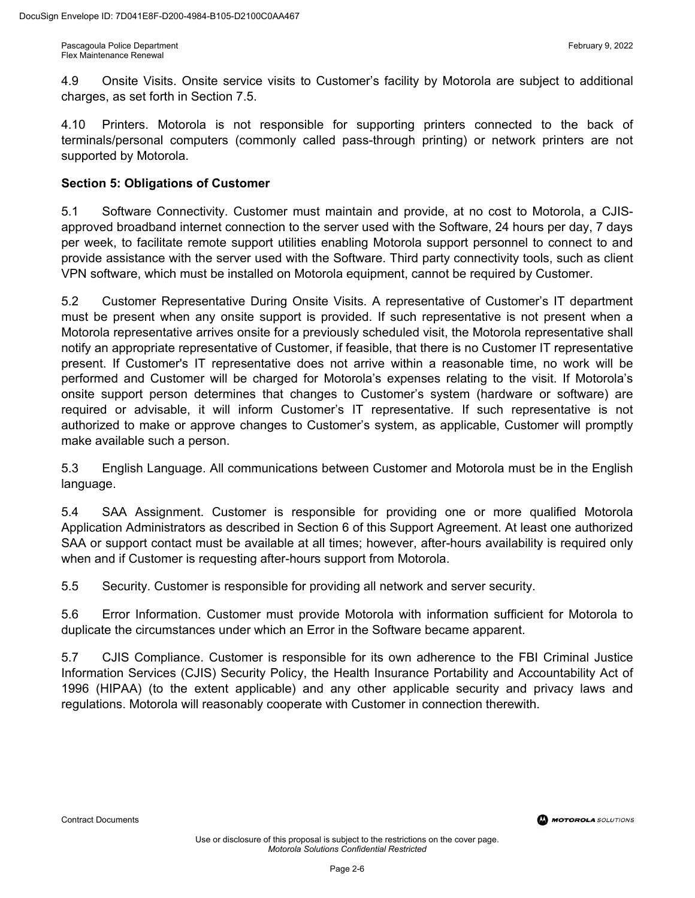4.9 Onsite Visits. Onsite service visits to Customer's facility by Motorola are subject to additional charges, as set forth in Section 7.5.

4.10 Printers. Motorola is not responsible for supporting printers connected to the back of terminals/personal computers (commonly called pass-through printing) or network printers are not supported by Motorola.

**Section 5: Obligations of Customer**

5.1 Software Connectivity. Customer must maintain and provide, at no cost to Motorola, a CJIS-approved broadband internet connection to the server used with the Software, 24 hours per day, 7 days per week, to facilitate remote support utilities enabling Motorola support personnel to connect to and provide assistance with the server used with the Software. Third party connectivity tools, such as client VPN software, which must be installed on Motorola equipment, cannot be required by Customer.

5.2 Customer Representative During Onsite Visits. A representative of Customer's IT department must be present when any onsite support is provided. If such representative is not present when a Motorola representative arrives onsite for a previously scheduled visit, the Motorola representative shall notify an appropriate representative of Customer, if feasible, that there is no Customer IT representative present. If Customer's IT representative does not arrive within a reasonable time, no work will be performed and Customer will be charged for Motorola's expenses relating to the visit. If Motorola's onsite support person determines that changes to Customer's system (hardware or software) are required or advisable, it will inform Customer's IT representative. If such representative is not authorized to make or approve changes to Customer's system, as applicable, Customer will promptly make available such a person.

5.3 English Language. All communications between Customer and Motorola must be in the English language.

5.4 SAA Assignment. Customer is responsible for providing one or more qualified Motorola Application Administrators as described in Section 6 of this Support Agreement. At least one authorized SAA or support contact must be available at all times; however, after-hours availability is required only when and if Customer is requesting after-hours support from Motorola.

5.5 Security. Customer is responsible for providing all network and server security.

5.6 Error Information. Customer must provide Motorola with information sufficient for Motorola to duplicate the circumstances under which an Error in the Software became apparent.

5.7 CJIS Compliance. Customer is responsible for its own adherence to the FBI Criminal Justice Information Services (CJIS) Security Policy, the Health Insurance Portability and Accountability Act of 1996 (HIPAA) (to the extent applicable) and any other applicable security and privacy laws and regulations. Motorola will reasonably cooperate with Customer in connection therewith.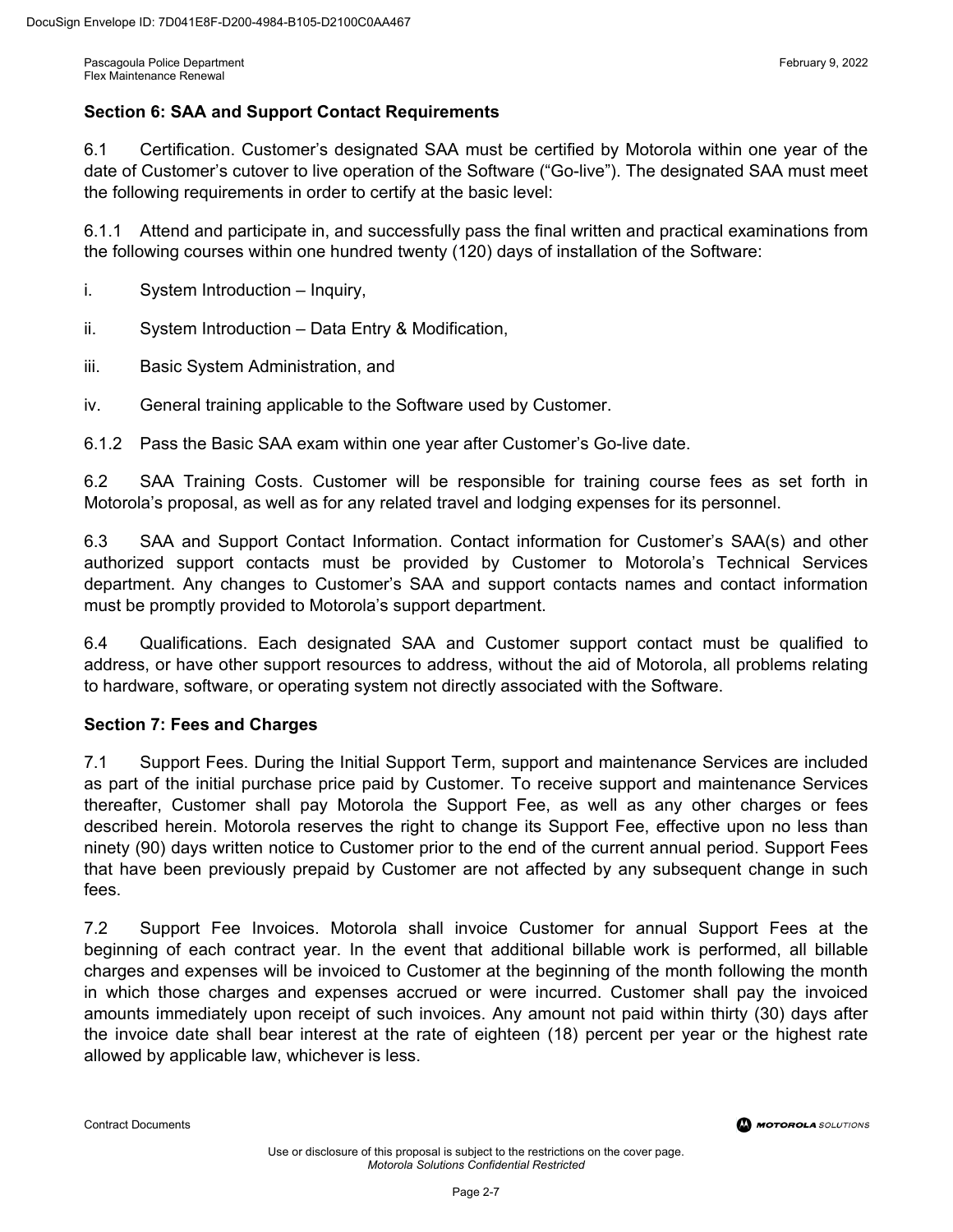## Section 6: SAA and Support Contact Requirements

6.1 Certification. Customer's designated SAA must be certified by Motorola within one year of the date of Customer's cutover to live operation of the Software ("Go-live"). The designated SAA must meet the following requirements in order to certify at the basic level:

6.1.1 Attend and participate in, and successfully pass the final written and practical examinations from the following courses within one hundred twenty (120) days of installation of the Software:

i. System Introduction – Inquiry,

ii. System Introduction – Data Entry & Modification,

iii. Basic System Administration, and

iv. General training applicable to the Software used by Customer.

6.1.2 Pass the Basic SAA exam within one year after Customer's Go-live date.

6.2 SAA Training Costs. Customer will be responsible for training course fees as set forth in Motorola's proposal, as well as for any related travel and lodging expenses for its personnel.

6.3 SAA and Support Contact Information. Contact information for Customer's SAA(s) and other authorized support contacts must be provided by Customer to Motorola's Technical Services department. Any changes to Customer's SAA and support contacts names and contact information must be promptly provided to Motorola's support department.

6.4 Qualifications. Each designated SAA and Customer support contact must be qualified to address, or have other support resources to address, without the aid of Motorola, all problems relating to hardware, software, or operating system not directly associated with the Software.

## Section 7: Fees and Charges

7.1 Support Fees. During the Initial Support Term, support and maintenance Services are included as part of the initial purchase price paid by Customer. To receive support and maintenance Services thereafter, Customer shall pay Motorola the Support Fee, as well as any other charges or fees described herein. Motorola reserves the right to change its Support Fee, effective upon no less than ninety (90) days written notice to Customer prior to the end of the current annual period. Support Fees that have been previously prepaid by Customer are not affected by any subsequent change in such fees.

7.2 Support Fee Invoices. Motorola shall invoice Customer for annual Support Fees at the beginning of each contract year. In the event that additional billable work is performed, all billable charges and expenses will be invoiced to Customer at the beginning of the month following the month in which those charges and expenses accrued or were incurred. Customer shall pay the invoiced amounts immediately upon receipt of such invoices. Any amount not paid within thirty (30) days after the invoice date shall bear interest at the rate of eighteen (18) percent per year or the highest rate allowed by applicable law, whichever is less.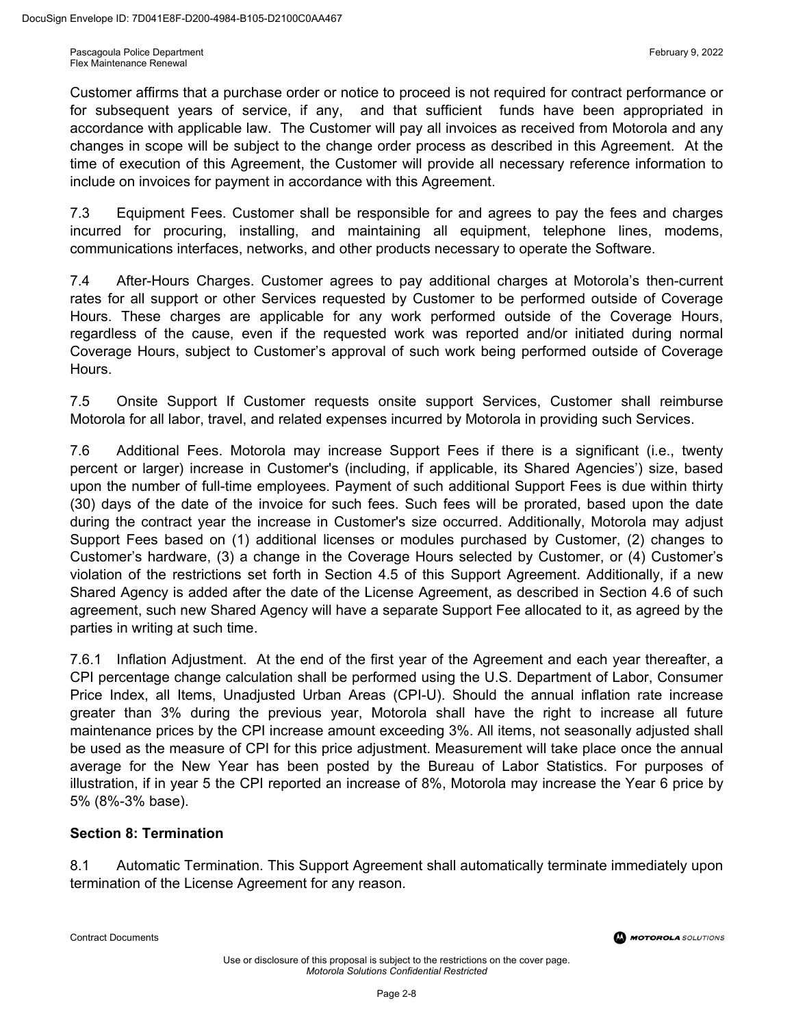Customer affirms that a purchase order or notice to proceed is not required for contract performance or for subsequent years of service, if any, and that sufficient funds have been appropriated in accordance with applicable law. The Customer will pay all invoices as received from Motorola and any changes in scope will be subject to the change order process as described in this Agreement. At the time of execution of this Agreement, the Customer will provide all necessary reference information to include on invoices for payment in accordance with this Agreement.

7.3 Equipment Fees. Customer shall be responsible for and agrees to pay the fees and charges incurred for procuring, installing, and maintaining all equipment, telephone lines, modems, communications interfaces, networks, and other products necessary to operate the Software.

7.4 After-Hours Charges. Customer agrees to pay additional charges at Motorola's then-current rates for all support or other Services requested by Customer to be performed outside of Coverage Hours. These charges are applicable for any work performed outside of the Coverage Hours, regardless of the cause, even if the requested work was reported and/or initiated during normal Coverage Hours, subject to Customer's approval of such work being performed outside of Coverage Hours.

7.5 Onsite Support If Customer requests onsite support Services, Customer shall reimburse Motorola for all labor, travel, and related expenses incurred by Motorola in providing such Services.

7.6 Additional Fees. Motorola may increase Support Fees if there is a significant (i.e., twenty percent or larger) increase in Customer's (including, if applicable, its Shared Agencies') size, based upon the number of full-time employees. Payment of such additional Support Fees is due within thirty (30) days of the date of the invoice for such fees. Such fees will be prorated, based upon the date during the contract year the increase in Customer's size occurred. Additionally, Motorola may adjust Support Fees based on (1) additional licenses or modules purchased by Customer, (2) changes to Customer's hardware, (3) a change in the Coverage Hours selected by Customer, or (4) Customer's violation of the restrictions set forth in Section 4.5 of this Support Agreement. Additionally, if a new Shared Agency is added after the date of the License Agreement, as described in Section 4.6 of such agreement, such new Shared Agency will have a separate Support Fee allocated to it, as agreed by the parties in writing at such time.

7.6.1 Inflation Adjustment. At the end of the first year of the Agreement and each year thereafter, a CPI percentage change calculation shall be performed using the U.S. Department of Labor, Consumer Price Index, all Items, Unadjusted Urban Areas (CPI-U). Should the annual inflation rate increase greater than 3% during the previous year, Motorola shall have the right to increase all future maintenance prices by the CPI increase amount exceeding 3%. All items, not seasonally adjusted shall be used as the measure of CPI for this price adjustment. Measurement will take place once the annual average for the New Year has been posted by the Bureau of Labor Statistics. For purposes of illustration, if in year 5 the CPI reported an increase of 8%, Motorola may increase the Year 6 price by 5% (8%-3% base).

**Section 8: Termination**

8.1 Automatic Termination. This Support Agreement shall automatically terminate immediately upon termination of the License Agreement for any reason.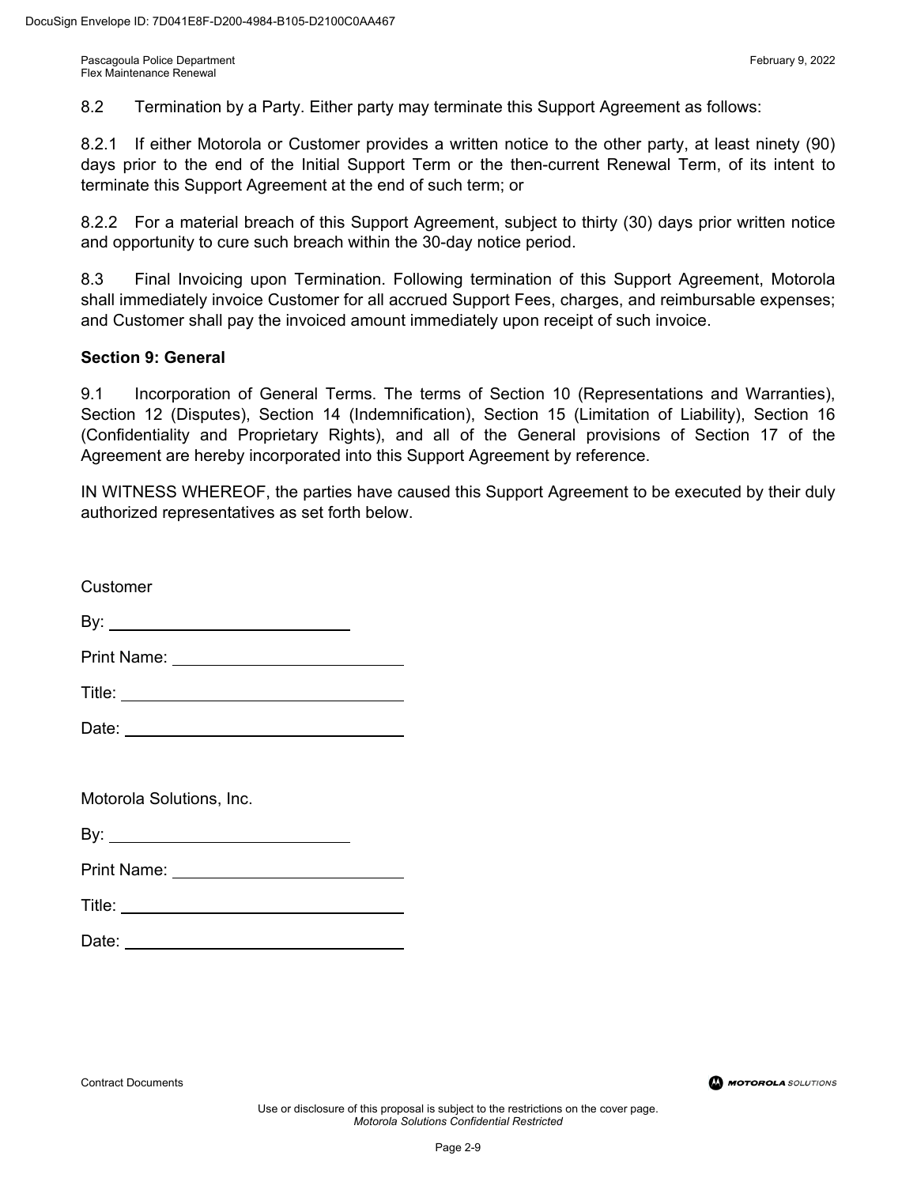8.2 Termination by a Party. Either party may terminate this Support Agreement as follows:

8.2.1 If either Motorola or Customer provides a written notice to the other party, at least ninety (90) days prior to the end of the Initial Support Term or the then-current Renewal Term, of its intent to terminate this Support Agreement at the end of such term; or

8.2.2 For a material breach of this Support Agreement, subject to thirty (30) days prior written notice and opportunity to cure such breach within the 30-day notice period.

8.3 Final Invoicing upon Termination. Following termination of this Support Agreement, Motorola shall immediately invoice Customer for all accrued Support Fees, charges, and reimbursable expenses; and Customer shall pay the invoiced amount immediately upon receipt of such invoice.

**Section 9: General**

9.1 Incorporation of General Terms. The terms of Section 10 (Representations and Warranties), Section 12 (Disputes), Section 14 (Indemnification), Section 15 (Limitation of Liability), Section 16 (Confidentiality and Proprietary Rights), and all of the General provisions of Section 17 of the Agreement are hereby incorporated into this Support Agreement by reference.

IN WITNESS WHEREOF, the parties have caused this Support Agreement to be executed by their duly authorized representatives as set forth below.

Customer

By: ____________________________

Print Name: ____________________________

Title: ____________________________

Date: ____________________________

Motorola Solutions, Inc.

By: ____________________________

Print Name: ____________________________

Title: ____________________________

Date: ____________________________